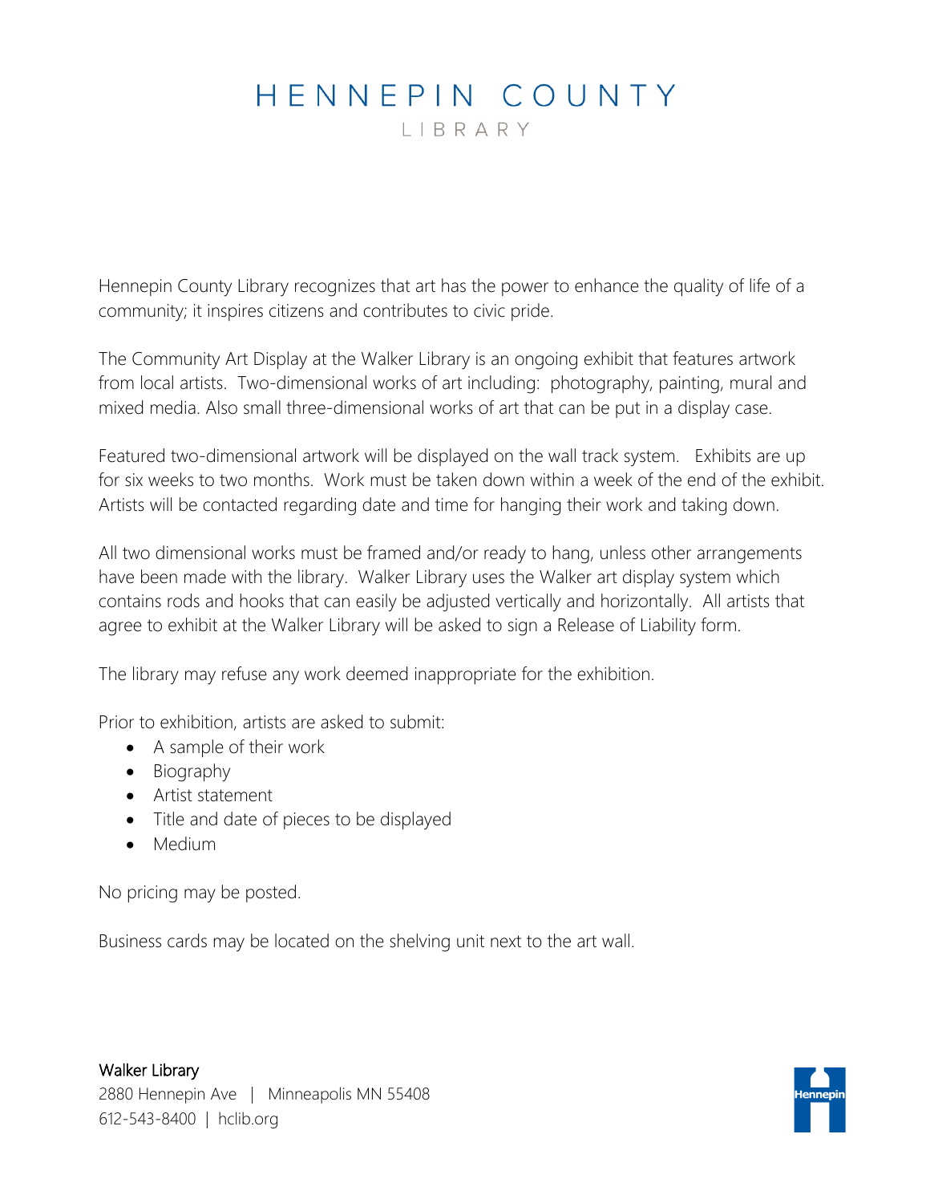# HENNEPIN COUNTY

LIBRARY

Hennepin County Library recognizes that art has the power to enhance the quality of life of a community; it inspires citizens and contributes to civic pride.

The Community Art Display at the Walker Library is an ongoing exhibit that features artwork from local artists. Two-dimensional works of art including: photography, painting, mural and mixed media. Also small three-dimensional works of art that can be put in a display case.

Featured two-dimensional artwork will be displayed on the wall track system. Exhibits are up for six weeks to two months. Work must be taken down within a week of the end of the exhibit. Artists will be contacted regarding date and time for hanging their work and taking down.

All two dimensional works must be framed and/or ready to hang, unless other arrangements have been made with the library. Walker Library uses the Walker art display system which contains rods and hooks that can easily be adjusted vertically and horizontally. All artists that agree to exhibit at the Walker Library will be asked to sign a Release of Liability form.

The library may refuse any work deemed inappropriate for the exhibition.

Prior to exhibition, artists are asked to submit:

- A sample of their work
- Biography
- Artist statement
- Title and date of pieces to be displayed
- Medium

No pricing may be posted.

Business cards may be located on the shelving unit next to the art wall.

Walker Library
2880 Hennepin Ave | Minneapolis MN 55408
612-543-8400 | hclib.org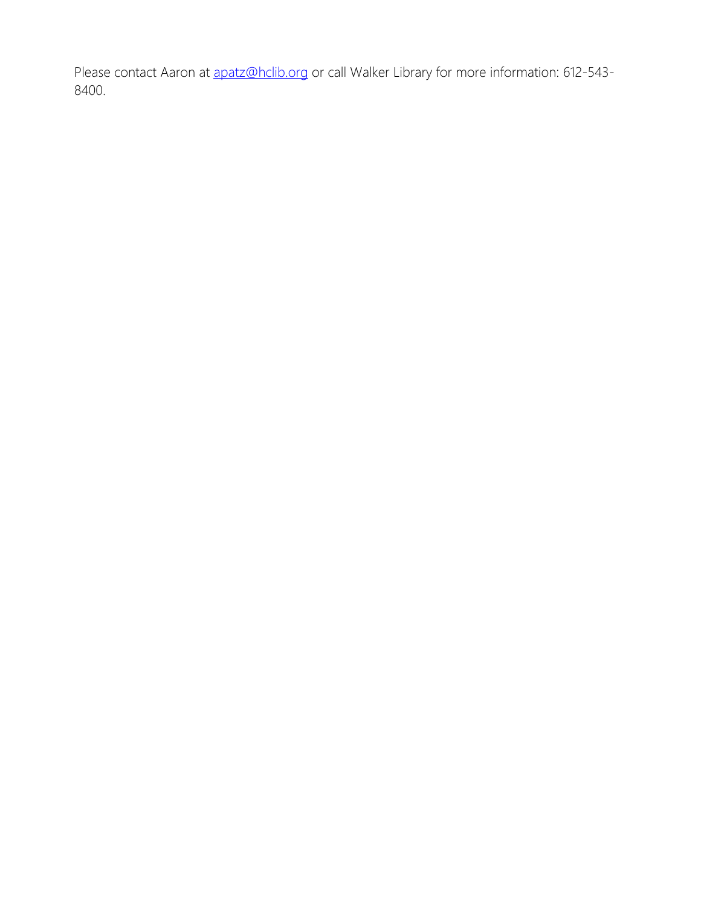Please contact Aaron at [apatz@hclib.org](mailto:apatz@hclib.org) or call Walker Library for more information: 612-543-8400.